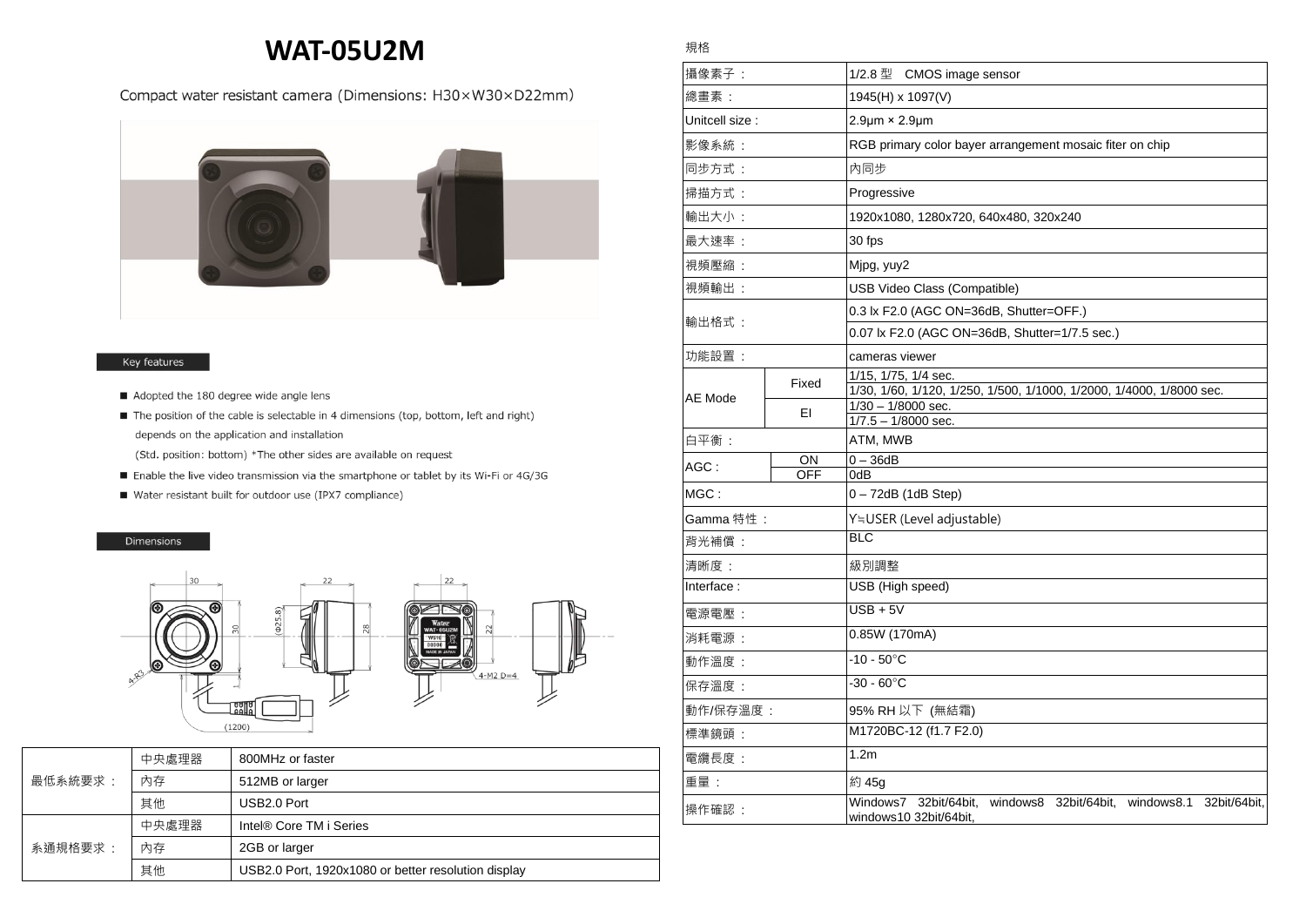# WAT-05U2M

Compact water resistant camera (Dimensions: H30×W30×D22mm)

Key features

- Adopted the 180 degree wide angle lens
- The position of the cable is selectable in 4 dimensions (top, bottom, left and right) depends on the application and installation
  (Std. position: bottom) *The other sides are available on request
- Enable the live video transmission via the smartphone or tablet by its Wi-Fi or 4G/3G
- Water resistant built for outdoor use (IPX7 compliance)

Dimensions

| | | |
|---|---|---|
| 最低系統要求： | 中央處理器 | 800MHz or faster |
| | 內存 | 512MB or larger |
| | 其他 | USB2.0 Port |
| 系通規格要求： | 中央處理器 | Intel® Core TM i Series |
| | 內存 | 2GB or larger |
| | 其他 | USB2.0 Port, 1920x1080 or better resolution display |

規格

| | | |
|---|---|---|
| 攝像素子： | | 1/2.8 型　CMOS image sensor |
| 總畫素： | | 1945(H) x 1097(V) |
| Unitcell size : | | 2.9μm × 2.9μm |
| 影像系統： | | RGB primary color bayer arrangement mosaic fiter on chip |
| 同步方式： | | 內同步 |
| 掃描方式： | | Progressive |
| 輸出大小： | | 1920x1080, 1280x720, 640x480, 320x240 |
| 最大速率： | | 30 fps |
| 視頻壓縮： | | Mjpg, yuy2 |
| 視頻輸出： | | USB Video Class (Compatible) |
| 輸出格式： | | 0.3 lx F2.0 (AGC ON=36dB, Shutter=OFF.) |
| | | 0.07 lx F2.0 (AGC ON=36dB, Shutter=1/7.5 sec.) |
| 功能設置： | | cameras viewer |
| AE Mode | Fixed | 1/15, 1/75, 1/4 sec. |
| | | 1/30, 1/60, 1/120, 1/250, 1/500, 1/1000, 1/2000, 1/4000, 1/8000 sec. |
| | EI | 1/30 – 1/8000 sec. |
| | | 1/7.5 – 1/8000 sec. |
| 白平衡： | | ATM, MWB |
| AGC : | ON | 0 – 36dB |
| | OFF | 0dB |
| MGC : | | 0 – 72dB (1dB Step) |
| Gamma 特性： | | Y≒USER (Level adjustable) |
| 背光補償： | | BLC |
| 清晰度： | | 級別調整 |
| Interface : | | USB (High speed) |
| 電源電壓： | | USB + 5V |
| 消耗電源： | | 0.85W (170mA) |
| 動作溫度： | | -10 - 50°C |
| 保存溫度： | | -30 - 60°C |
| 動作/保存溼度： | | 95% RH 以下 (無結霜) |
| 標準鏡頭： | | M1720BC-12 (f1.7 F2.0) |
| 電纜長度： | | 1.2m |
| 重量： | | 約 45g |
| 操作確認： | | Windows7 32bit/64bit, windows8 32bit/64bit, windows8.1 32bit/64bit, windows10 32bit/64bit, |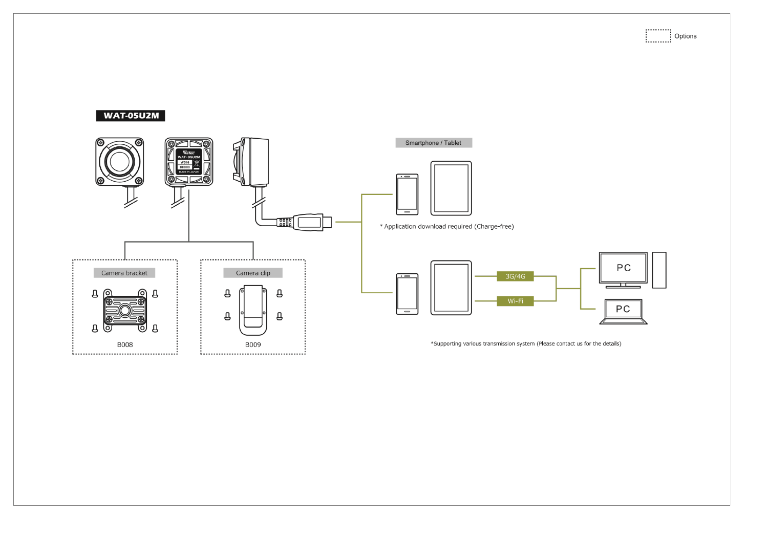Options

# WAT-05U2M

Smartphone / Tablet

* Application download required (Charge-free)

Camera bracket

B008

Camera clip

B009

3G/4G

Wi-Fi

PC

PC

*Supporting various transmission system (Please contact us for the details)